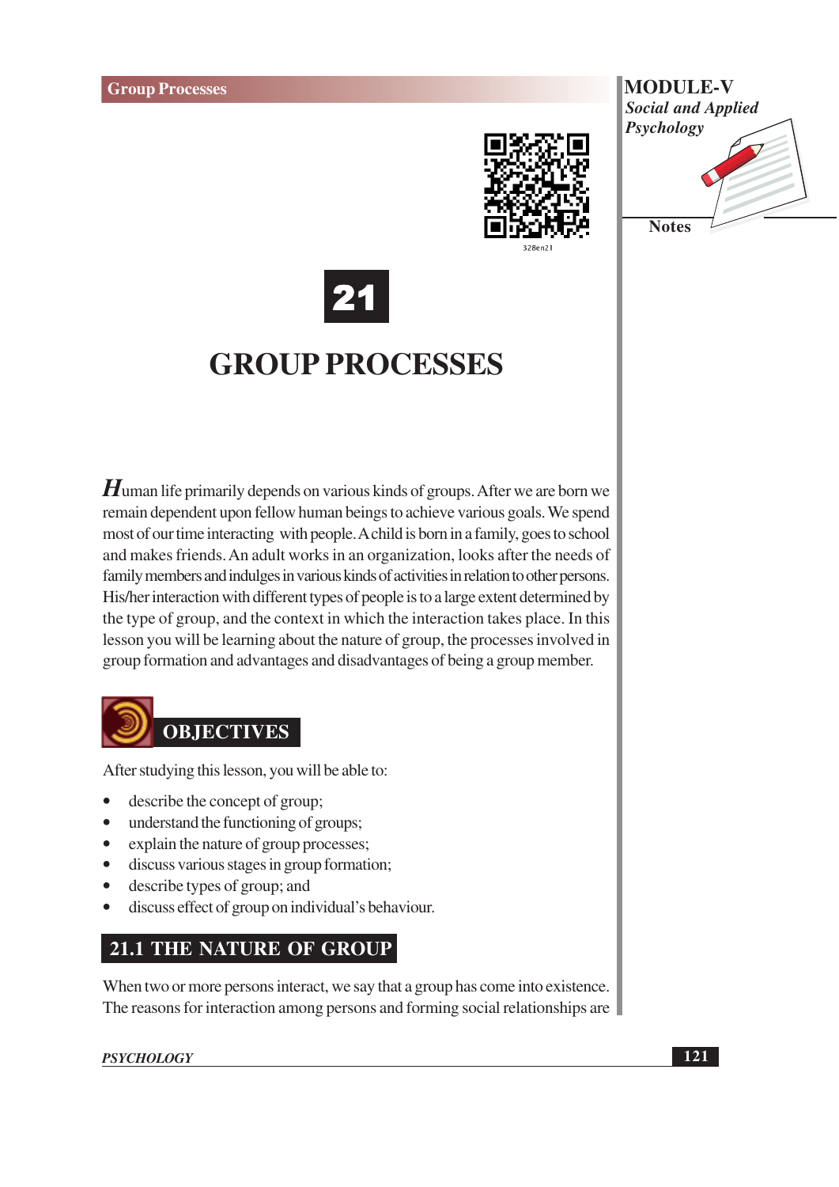# 21

# GROUP PROCESSES

Human life primarily depends on various kinds of groups. After we are born we remain dependent upon fellow human beings to achieve various goals. We spend most of our time interacting with people. A child is born in a family, goes to school and makes friends. An adult works in an organization, looks after the needs of family members and indulges in various kinds of activities in relation to other persons. His/her interaction with different types of people is to a large extent determined by the type of group, and the context in which the interaction takes place. In this lesson you will be learning about the nature of group, the processes involved in group formation and advantages and disadvantages of being a group member.

## OBJECTIVES

After studying this lesson, you will be able to:

- describe the concept of group;
- understand the functioning of groups;
- explain the nature of group processes;
- discuss various stages in group formation;
- describe types of group; and
- discuss effect of group on individual's behaviour.

## 21.1 THE NATURE OF GROUP

When two or more persons interact, we say that a group has come into existence. The reasons for interaction among persons and forming social relationships are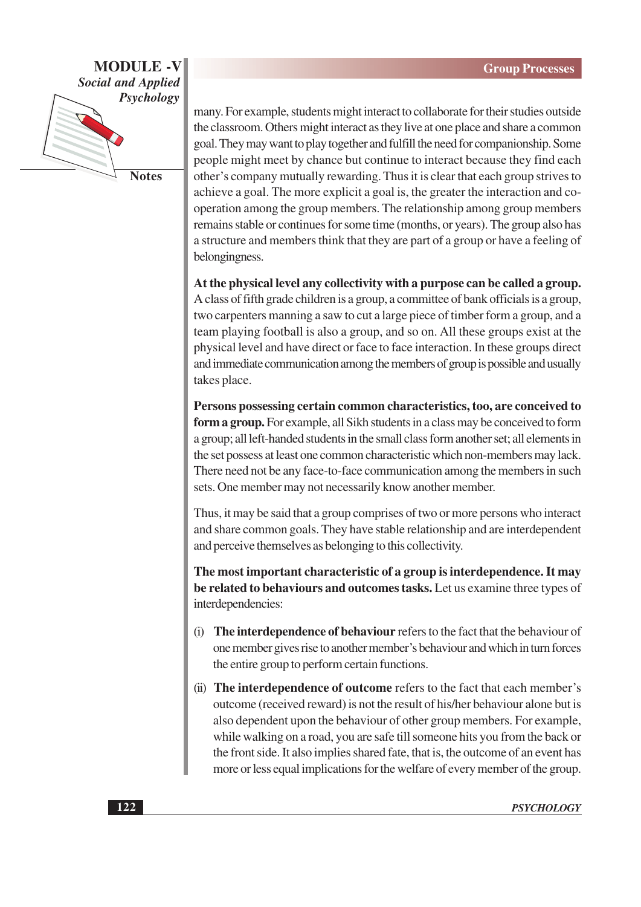many. For example, students might interact to collaborate for their studies outside the classroom. Others might interact as they live at one place and share a common goal. They may want to play together and fulfill the need for companionship. Some people might meet by chance but continue to interact because they find each other's company mutually rewarding. Thus it is clear that each group strives to achieve a goal. The more explicit a goal is, the greater the interaction and co-operation among the group members. The relationship among group members remains stable or continues for some time (months, or years). The group also has a structure and members think that they are part of a group or have a feeling of belongingness.

**At the physical level any collectivity with a purpose can be called a group.** A class of fifth grade children is a group, a committee of bank officials is a group, two carpenters manning a saw to cut a large piece of timber form a group, and a team playing football is also a group, and so on. All these groups exist at the physical level and have direct or face to face interaction. In these groups direct and immediate communication among the members of group is possible and usually takes place.

**Persons possessing certain common characteristics, too, are conceived to form a group.** For example, all Sikh students in a class may be conceived to form a group; all left-handed students in the small class form another set; all elements in the set possess at least one common characteristic which non-members may lack. There need not be any face-to-face communication among the members in such sets. One member may not necessarily know another member.

Thus, it may be said that a group comprises of two or more persons who interact and share common goals. They have stable relationship and are interdependent and perceive themselves as belonging to this collectivity.

**The most important characteristic of a group is interdependence. It may be related to behaviours and outcomes tasks.** Let us examine three types of interdependencies:

(i) **The interdependence of behaviour** refers to the fact that the behaviour of one member gives rise to another member's behaviour and which in turn forces the entire group to perform certain functions.

(ii) **The interdependence of outcome** refers to the fact that each member's outcome (received reward) is not the result of his/her behaviour alone but is also dependent upon the behaviour of other group members. For example, while walking on a road, you are safe till someone hits you from the back or the front side. It also implies shared fate, that is, the outcome of an event has more or less equal implications for the welfare of every member of the group.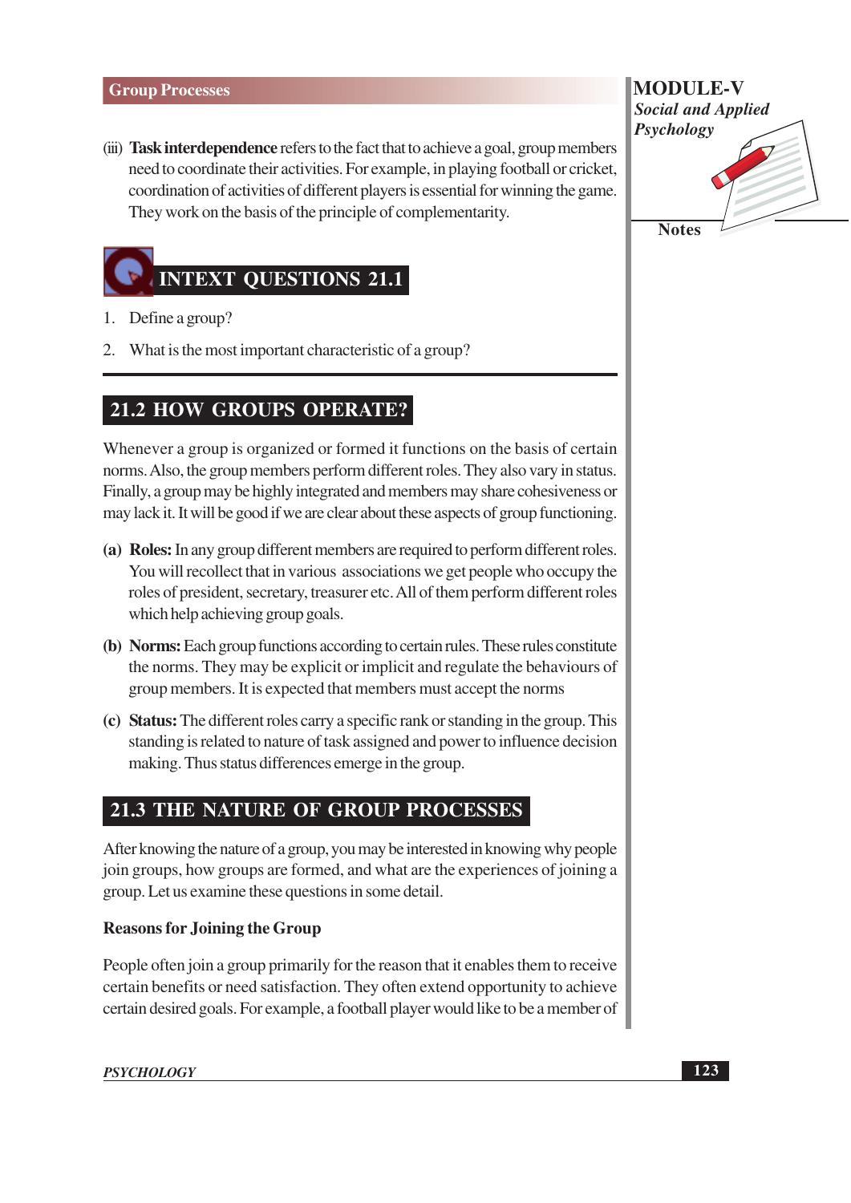(iii) **Task interdependence** refers to the fact that to achieve a goal, group members need to coordinate their activities. For example, in playing football or cricket, coordination of activities of different players is essential for winning the game. They work on the basis of the principle of complementarity.

## INTEXT QUESTIONS 21.1

1. Define a group?
2. What is the most important characteristic of a group?

## 21.2 HOW GROUPS OPERATE?

Whenever a group is organized or formed it functions on the basis of certain norms. Also, the group members perform different roles. They also vary in status. Finally, a group may be highly integrated and members may share cohesiveness or may lack it. It will be good if we are clear about these aspects of group functioning.

**(a) Roles:** In any group different members are required to perform different roles. You will recollect that in various associations we get people who occupy the roles of president, secretary, treasurer etc. All of them perform different roles which help achieving group goals.

**(b) Norms:** Each group functions according to certain rules. These rules constitute the norms. They may be explicit or implicit and regulate the behaviours of group members. It is expected that members must accept the norms

**(c) Status:** The different roles carry a specific rank or standing in the group. This standing is related to nature of task assigned and power to influence decision making. Thus status differences emerge in the group.

## 21.3 THE NATURE OF GROUP PROCESSES

After knowing the nature of a group, you may be interested in knowing why people join groups, how groups are formed, and what are the experiences of joining a group. Let us examine these questions in some detail.

### Reasons for Joining the Group

People often join a group primarily for the reason that it enables them to receive certain benefits or need satisfaction. They often extend opportunity to achieve certain desired goals. For example, a football player would like to be a member of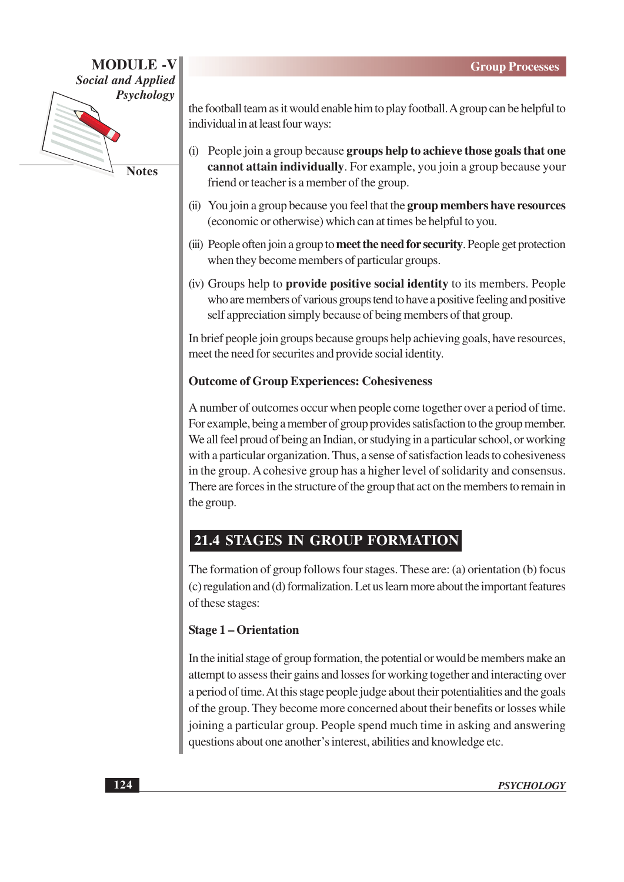the football team as it would enable him to play football. A group can be helpful to individual in at least four ways:

(i) People join a group because **groups help to achieve those goals that one cannot attain individually**. For example, you join a group because your friend or teacher is a member of the group.

(ii) You join a group because you feel that the **group members have resources** (economic or otherwise) which can at times be helpful to you.

(iii) People often join a group to **meet the need for security**. People get protection when they become members of particular groups.

(iv) Groups help to **provide positive social identity** to its members. People who are members of various groups tend to have a positive feeling and positive self appreciation simply because of being members of that group.

In brief people join groups because groups help achieving goals, have resources, meet the need for securites and provide social identity.

**Outcome of Group Experiences: Cohesiveness**

A number of outcomes occur when people come together over a period of time. For example, being a member of group provides satisfaction to the group member. We all feel proud of being an Indian, or studying in a particular school, or working with a particular organization. Thus, a sense of satisfaction leads to cohesiveness in the group. A cohesive group has a higher level of solidarity and consensus. There are forces in the structure of the group that act on the members to remain in the group.

## 21.4 STAGES IN GROUP FORMATION

The formation of group follows four stages. These are: (a) orientation (b) focus (c) regulation and (d) formalization. Let us learn more about the important features of these stages:

**Stage 1 – Orientation**

In the initial stage of group formation, the potential or would be members make an attempt to assess their gains and losses for working together and interacting over a period of time. At this stage people judge about their potentialities and the goals of the group. They become more concerned about their benefits or losses while joining a particular group. People spend much time in asking and answering questions about one another's interest, abilities and knowledge etc.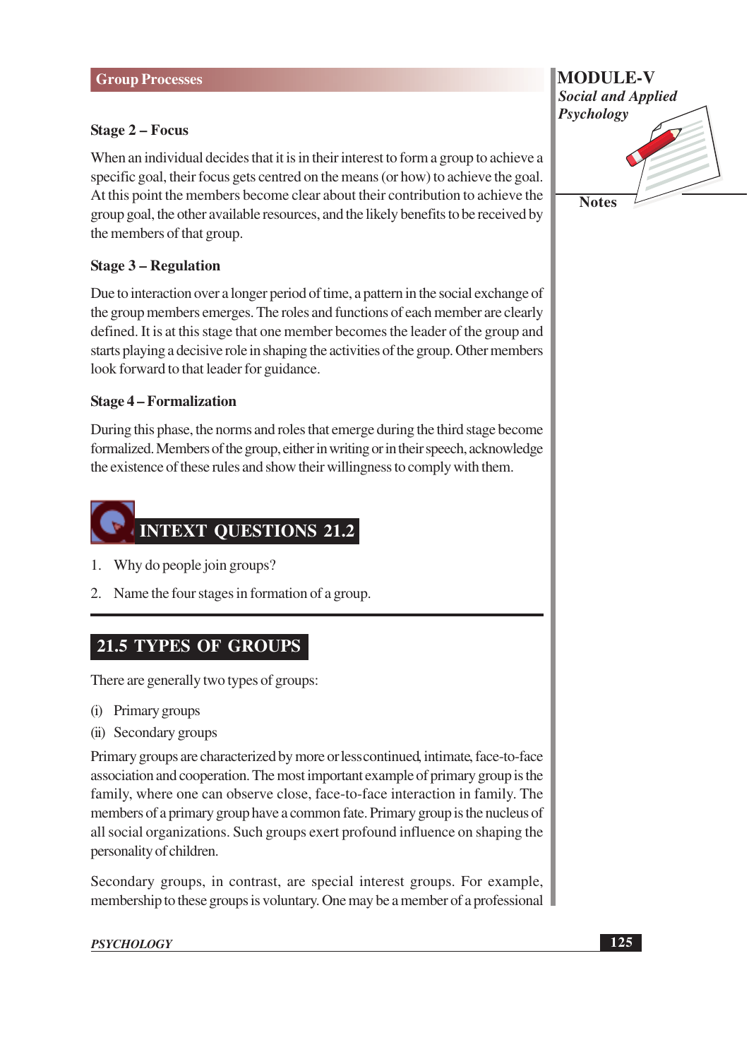### Stage 2 – Focus

When an individual decides that it is in their interest to form a group to achieve a specific goal, their focus gets centred on the means (or how) to achieve the goal. At this point the members become clear about their contribution to achieve the group goal, the other available resources, and the likely benefits to be received by the members of that group.

### Stage 3 – Regulation

Due to interaction over a longer period of time, a pattern in the social exchange of the group members emerges. The roles and functions of each member are clearly defined. It is at this stage that one member becomes the leader of the group and starts playing a decisive role in shaping the activities of the group. Other members look forward to that leader for guidance.

### Stage 4 – Formalization

During this phase, the norms and roles that emerge during the third stage become formalized. Members of the group, either in writing or in their speech, acknowledge the existence of these rules and show their willingness to comply with them.

## INTEXT QUESTIONS 21.2

1. Why do people join groups?
2. Name the four stages in formation of a group.

## 21.5 TYPES OF GROUPS

There are generally two types of groups:

(i) Primary groups

(ii) Secondary groups

Primary groups are characterized by more or less continued, intimate, face-to-face association and cooperation. The most important example of primary group is the family, where one can observe close, face-to-face interaction in family. The members of a primary group have a common fate. Primary group is the nucleus of all social organizations. Such groups exert profound influence on shaping the personality of children.

Secondary groups, in contrast, are special interest groups. For example, membership to these groups is voluntary. One may be a member of a professional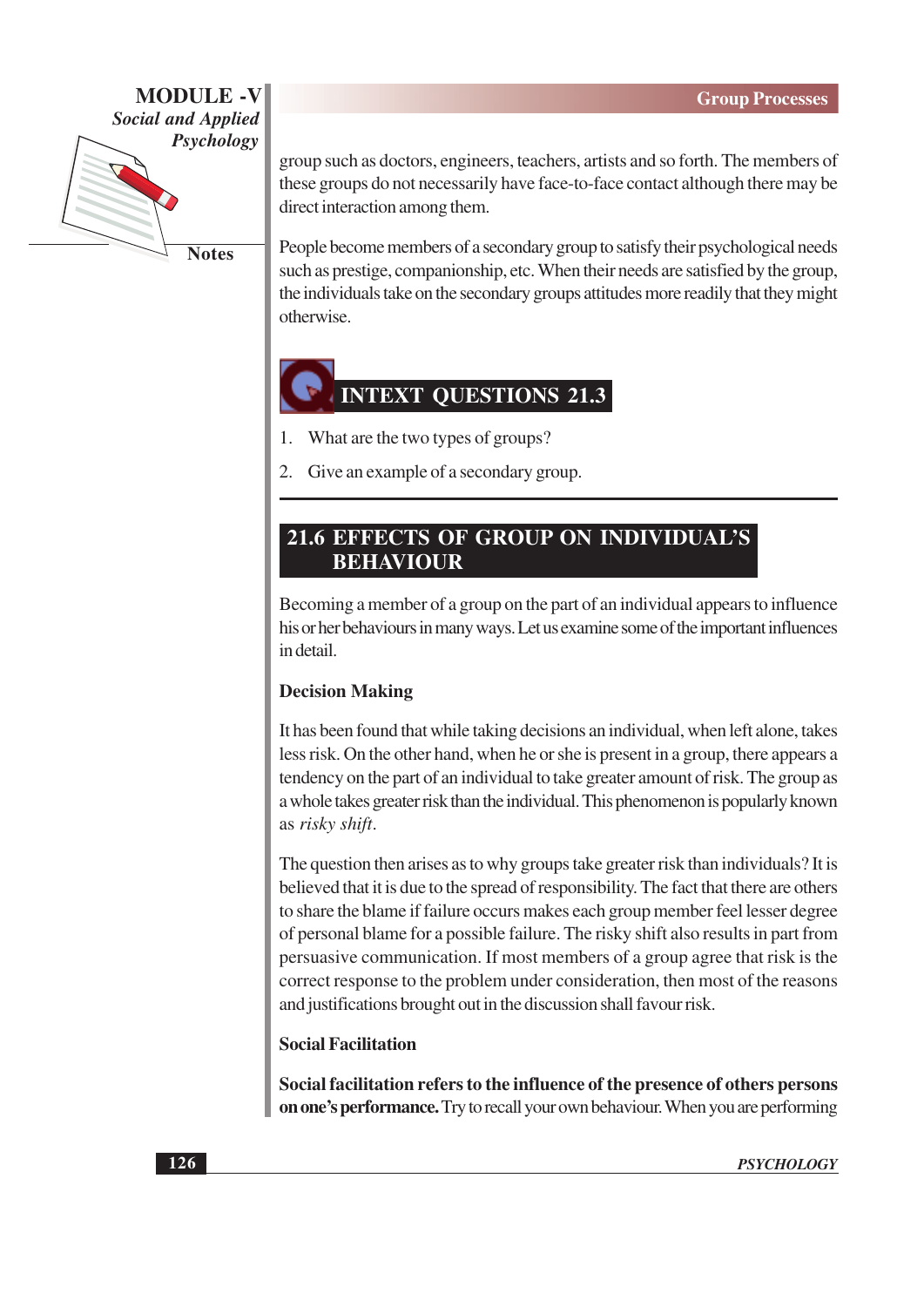group such as doctors, engineers, teachers, artists and so forth. The members of these groups do not necessarily have face-to-face contact although there may be direct interaction among them.

People become members of a secondary group to satisfy their psychological needs such as prestige, companionship, etc. When their needs are satisfied by the group, the individuals take on the secondary groups attitudes more readily that they might otherwise.

## INTEXT QUESTIONS 21.3

1. What are the two types of groups?
2. Give an example of a secondary group.

## 21.6 EFFECTS OF GROUP ON INDIVIDUAL'S BEHAVIOUR

Becoming a member of a group on the part of an individual appears to influence his or her behaviours in many ways. Let us examine some of the important influences in detail.

### Decision Making

It has been found that while taking decisions an individual, when left alone, takes less risk. On the other hand, when he or she is present in a group, there appears a tendency on the part of an individual to take greater amount of risk. The group as a whole takes greater risk than the individual. This phenomenon is popularly known as *risky shift*.

The question then arises as to why groups take greater risk than individuals? It is believed that it is due to the spread of responsibility. The fact that there are others to share the blame if failure occurs makes each group member feel lesser degree of personal blame for a possible failure. The risky shift also results in part from persuasive communication. If most members of a group agree that risk is the correct response to the problem under consideration, then most of the reasons and justifications brought out in the discussion shall favour risk.

### Social Facilitation

**Social facilitation refers to the influence of the presence of others persons on one's performance.** Try to recall your own behaviour. When you are performing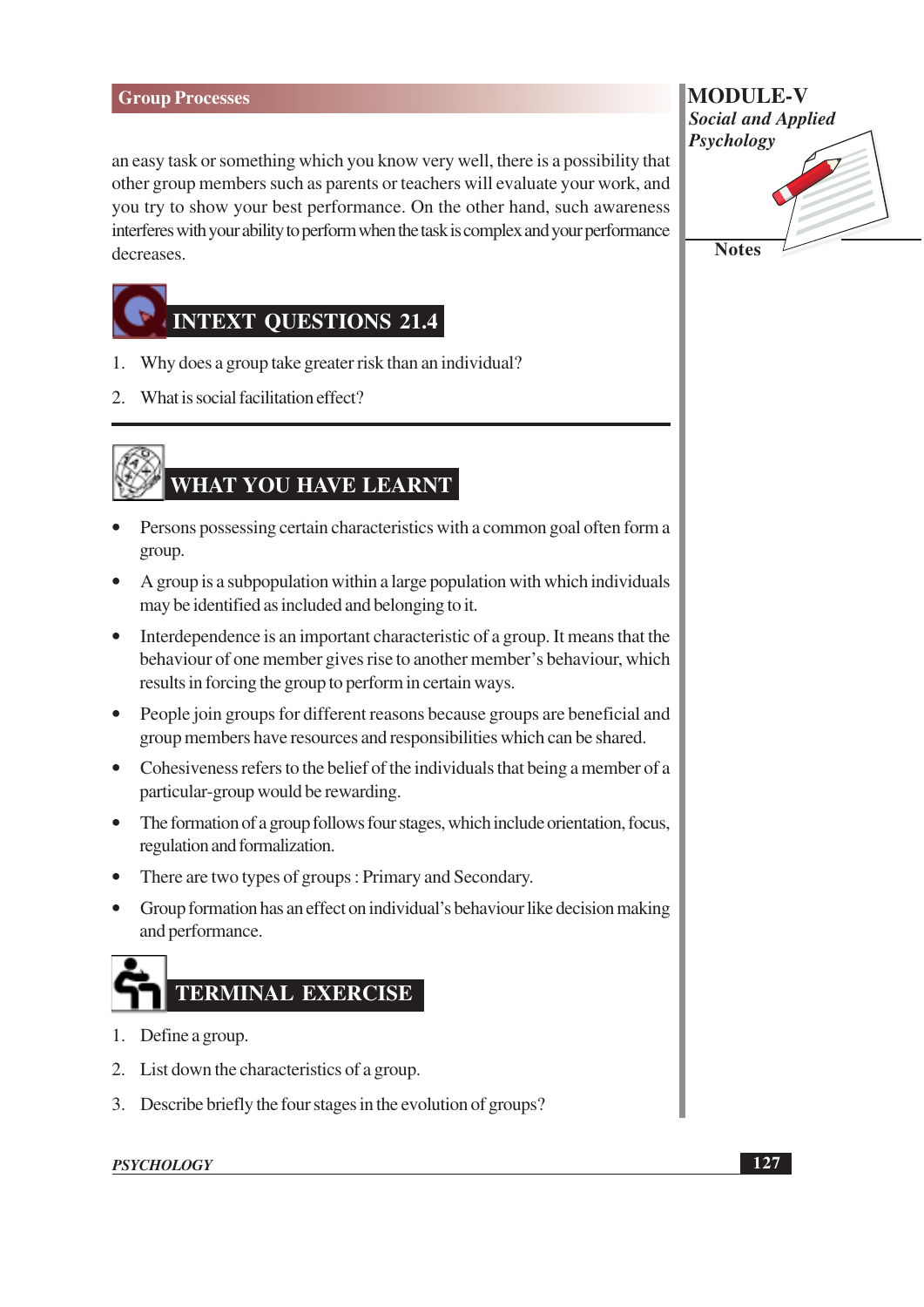an easy task or something which you know very well, there is a possibility that other group members such as parents or teachers will evaluate your work, and you try to show your best performance. On the other hand, such awareness interferes with your ability to perform when the task is complex and your performance decreases.

## INTEXT QUESTIONS 21.4

1. Why does a group take greater risk than an individual?
2. What is social facilitation effect?

## WHAT YOU HAVE LEARNT

- Persons possessing certain characteristics with a common goal often form a group.
- A group is a subpopulation within a large population with which individuals may be identified as included and belonging to it.
- Interdependence is an important characteristic of a group. It means that the behaviour of one member gives rise to another member's behaviour, which results in forcing the group to perform in certain ways.
- People join groups for different reasons because groups are beneficial and group members have resources and responsibilities which can be shared.
- Cohesiveness refers to the belief of the individuals that being a member of a particular-group would be rewarding.
- The formation of a group follows four stages, which include orientation, focus, regulation and formalization.
- There are two types of groups : Primary and Secondary.
- Group formation has an effect on individual's behaviour like decision making and performance.

## TERMINAL EXERCISE

1. Define a group.
2. List down the characteristics of a group.
3. Describe briefly the four stages in the evolution of groups?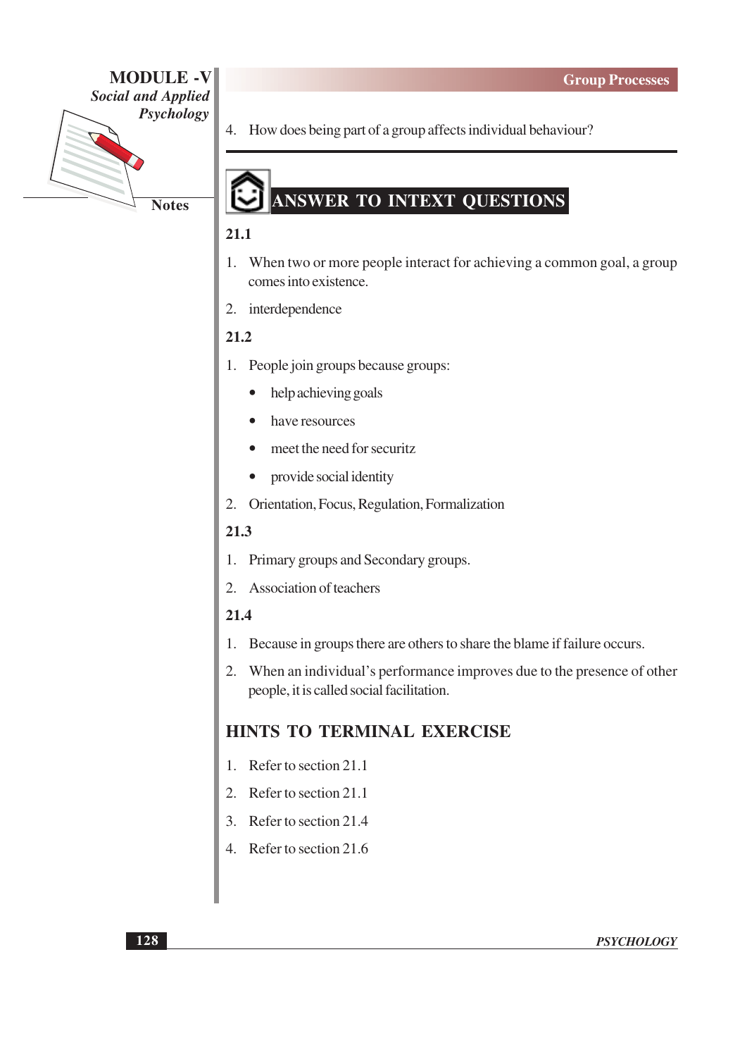4. How does being part of a group affects individual behaviour?

## ANSWER TO INTEXT QUESTIONS

**21.1**

1. When two or more people interact for achieving a common goal, a group comes into existence.
2. interdependence

**21.2**

1. People join groups because groups:
   - help achieving goals
   - have resources
   - meet the need for securitz
   - provide social identity
2. Orientation, Focus, Regulation, Formalization

**21.3**

1. Primary groups and Secondary groups.
2. Association of teachers

**21.4**

1. Because in groups there are others to share the blame if failure occurs.
2. When an individual's performance improves due to the presence of other people, it is called social facilitation.

## HINTS TO TERMINAL EXERCISE

1. Refer to section 21.1
2. Refer to section 21.1
3. Refer to section 21.4
4. Refer to section 21.6